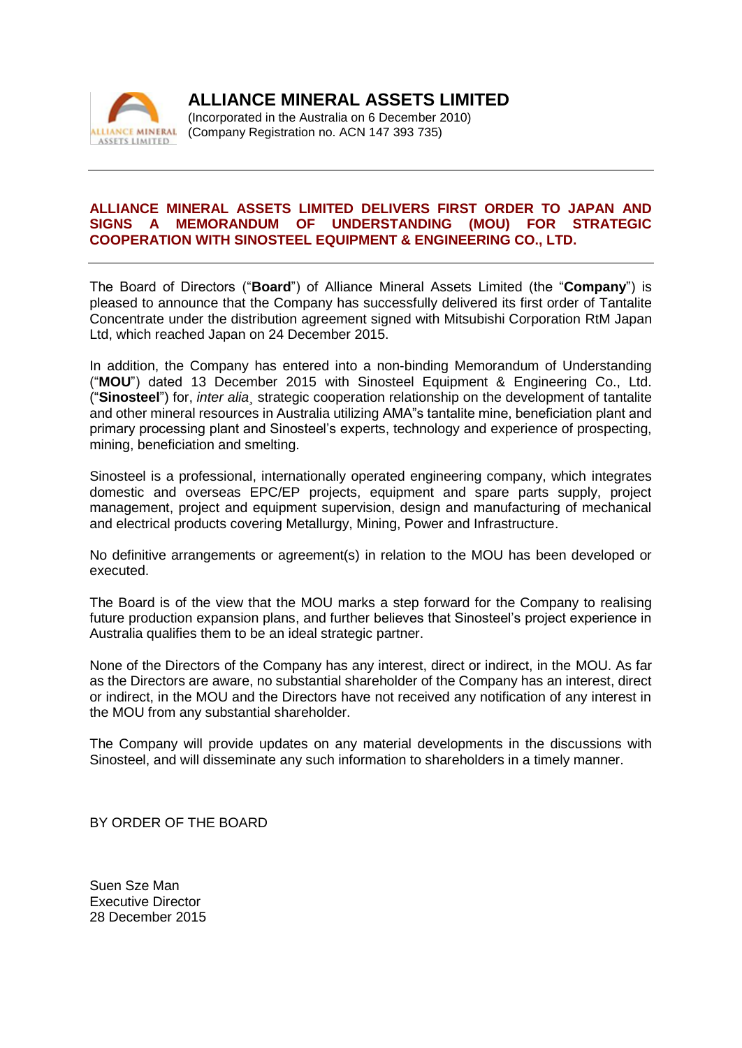# ALLIANCE MINERAL ASSETS LIMITED

(Incorporated in the Australia on 6 December 2010)
(Company Registration no. ACN 147 393 735)

---

## ALLIANCE MINERAL ASSETS LIMITED DELIVERS FIRST ORDER TO JAPAN AND SIGNS A MEMORANDUM OF UNDERSTANDING (MOU) FOR STRATEGIC COOPERATION WITH SINOSTEEL EQUIPMENT & ENGINEERING CO., LTD.

---

The Board of Directors ("**Board**") of Alliance Mineral Assets Limited (the "**Company**") is pleased to announce that the Company has successfully delivered its first order of Tantalite Concentrate under the distribution agreement signed with Mitsubishi Corporation RtM Japan Ltd, which reached Japan on 24 December 2015.

In addition, the Company has entered into a non-binding Memorandum of Understanding ("**MOU**") dated 13 December 2015 with Sinosteel Equipment & Engineering Co., Ltd. ("**Sinosteel**") for, *inter alia*¸ strategic cooperation relationship on the development of tantalite and other mineral resources in Australia utilizing AMA"s tantalite mine, beneficiation plant and primary processing plant and Sinosteel's experts, technology and experience of prospecting, mining, beneficiation and smelting.

Sinosteel is a professional, internationally operated engineering company, which integrates domestic and overseas EPC/EP projects, equipment and spare parts supply, project management, project and equipment supervision, design and manufacturing of mechanical and electrical products covering Metallurgy, Mining, Power and Infrastructure.

No definitive arrangements or agreement(s) in relation to the MOU has been developed or executed.

The Board is of the view that the MOU marks a step forward for the Company to realising future production expansion plans, and further believes that Sinosteel's project experience in Australia qualifies them to be an ideal strategic partner.

None of the Directors of the Company has any interest, direct or indirect, in the MOU. As far as the Directors are aware, no substantial shareholder of the Company has an interest, direct or indirect, in the MOU and the Directors have not received any notification of any interest in the MOU from any substantial shareholder.

The Company will provide updates on any material developments in the discussions with Sinosteel, and will disseminate any such information to shareholders in a timely manner.

BY ORDER OF THE BOARD

Suen Sze Man
Executive Director
28 December 2015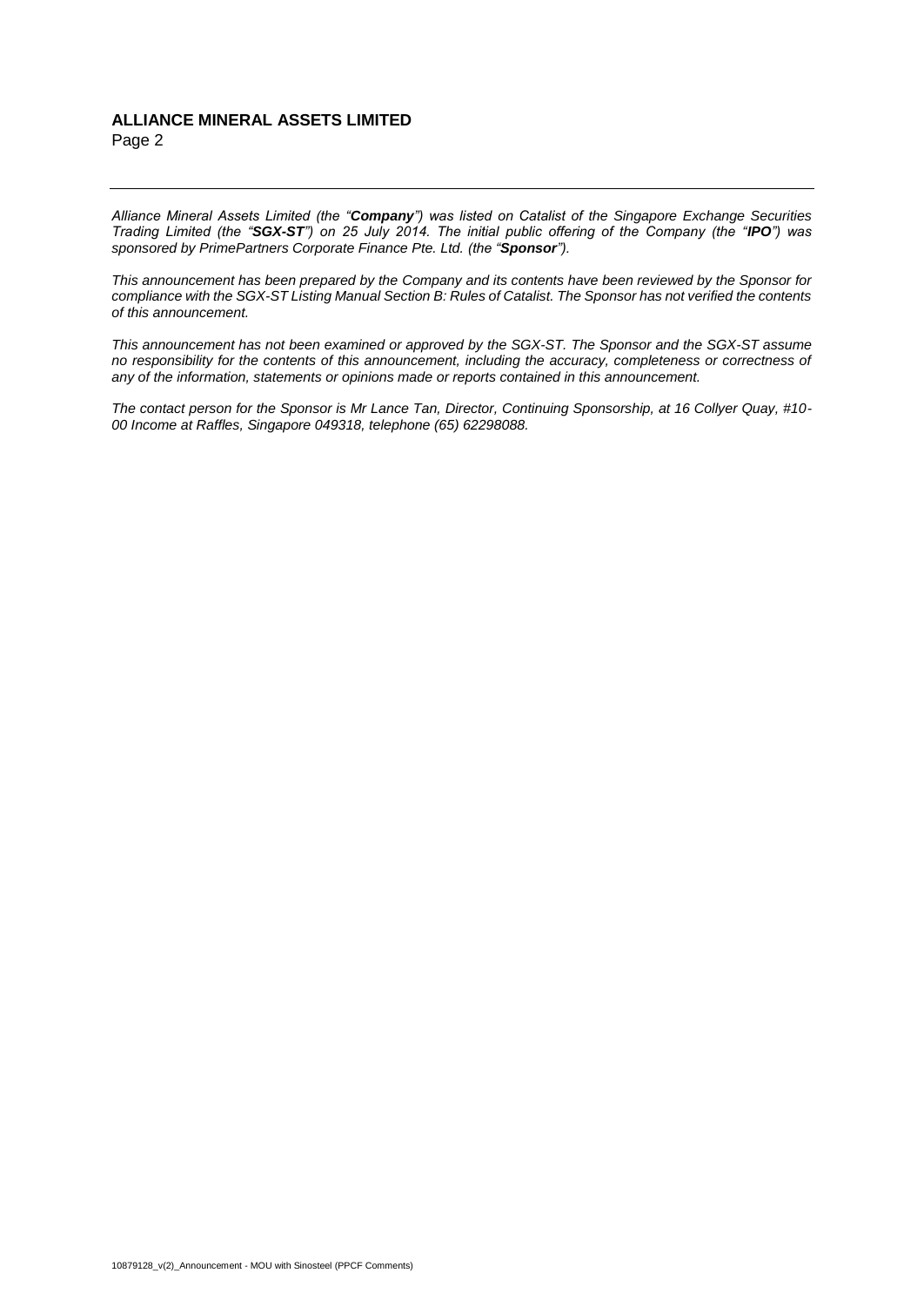*Alliance Mineral Assets Limited (the "**Company**") was listed on Catalist of the Singapore Exchange Securities Trading Limited (the "**SGX-ST**") on 25 July 2014. The initial public offering of the Company (the "**IPO**") was sponsored by PrimePartners Corporate Finance Pte. Ltd. (the "**Sponsor**").*

*This announcement has been prepared by the Company and its contents have been reviewed by the Sponsor for compliance with the SGX-ST Listing Manual Section B: Rules of Catalist. The Sponsor has not verified the contents of this announcement.*

*This announcement has not been examined or approved by the SGX-ST. The Sponsor and the SGX-ST assume no responsibility for the contents of this announcement, including the accuracy, completeness or correctness of any of the information, statements or opinions made or reports contained in this announcement.*

*The contact person for the Sponsor is Mr Lance Tan, Director, Continuing Sponsorship, at 16 Collyer Quay, #10-00 Income at Raffles, Singapore 049318, telephone (65) 62298088.*